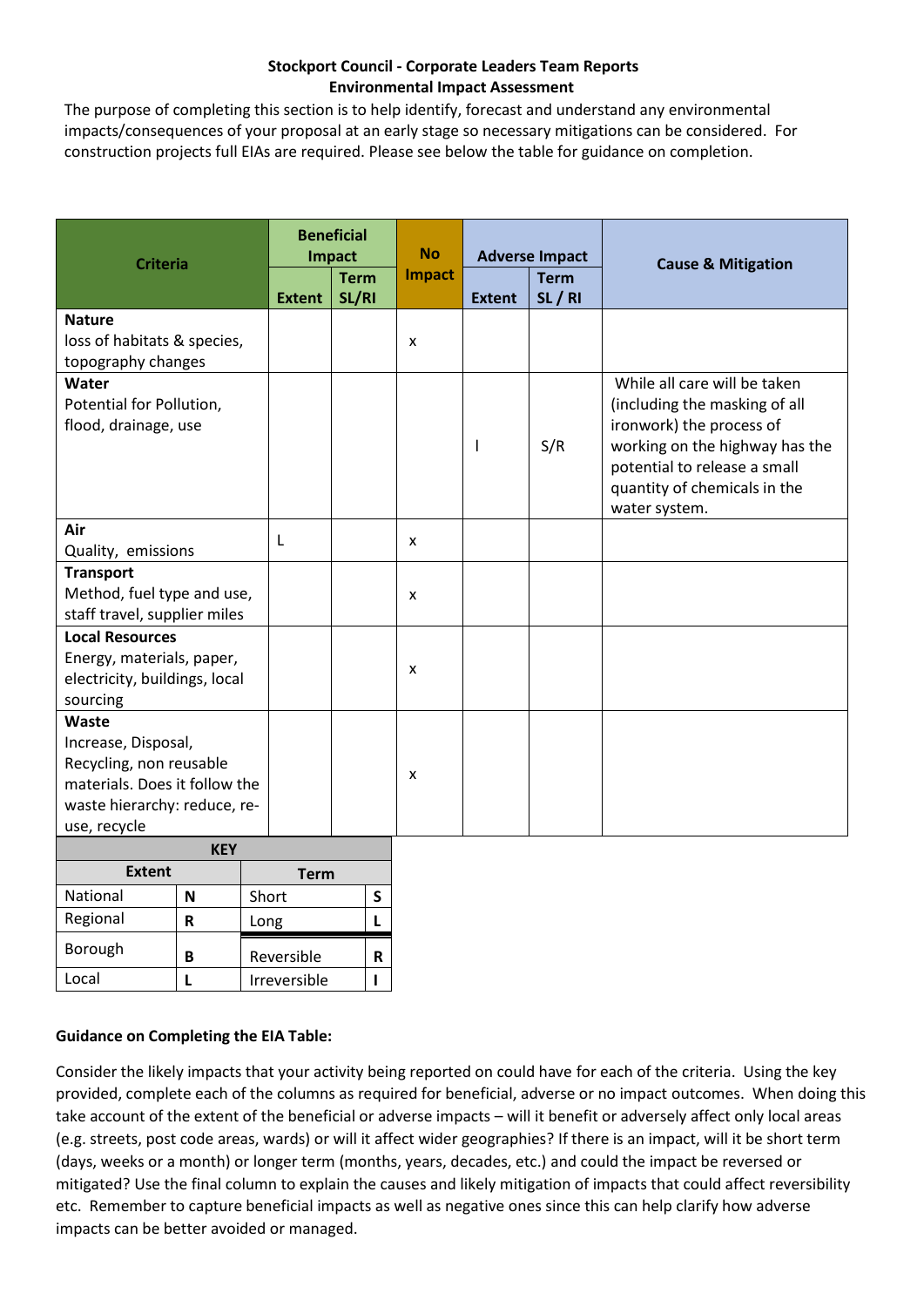**Stockport Council - Corporate Leaders Team Reports**
**Environmental Impact Assessment**

The purpose of completing this section is to help identify, forecast and understand any environmental impacts/consequences of your proposal at an early stage so necessary mitigations can be considered. For construction projects full EIAs are required. Please see below the table for guidance on completion.

| Criteria | Beneficial Impact | | No Impact | Adverse Impact | | Cause & Mitigation |
|---|---|---|---|---|---|---|
| | Extent | Term SL/RI | | Extent | Term SL / RI | |
| **Nature** loss of habitats & species, topography changes | | | x | | | |
| **Water** Potential for Pollution, flood, drainage, use | | | | l | S/R | While all care will be taken (including the masking of all ironwork) the process of working on the highway has the potential to release a small quantity of chemicals in the water system. |
| **Air** Quality, emissions | L | | x | | | |
| **Transport** Method, fuel type and use, staff travel, supplier miles | | | x | | | |
| **Local Resources** Energy, materials, paper, electricity, buildings, local sourcing | | | x | | | |
| **Waste** Increase, Disposal, Recycling, non reusable materials. Does it follow the waste hierarchy: reduce, re-use, recycle | | | x | | | |

| KEY | | | |
|---|---|---|---|
| **Extent** | | **Term** | |
| National | N | Short | S |
| Regional | R | Long | L |
| Borough | B | Reversible | R |
| Local | L | Irreversible | I |

**Guidance on Completing the EIA Table:**

Consider the likely impacts that your activity being reported on could have for each of the criteria. Using the key provided, complete each of the columns as required for beneficial, adverse or no impact outcomes. When doing this take account of the extent of the beneficial or adverse impacts – will it benefit or adversely affect only local areas (e.g. streets, post code areas, wards) or will it affect wider geographies? If there is an impact, will it be short term (days, weeks or a month) or longer term (months, years, decades, etc.) and could the impact be reversed or mitigated? Use the final column to explain the causes and likely mitigation of impacts that could affect reversibility etc. Remember to capture beneficial impacts as well as negative ones since this can help clarify how adverse impacts can be better avoided or managed.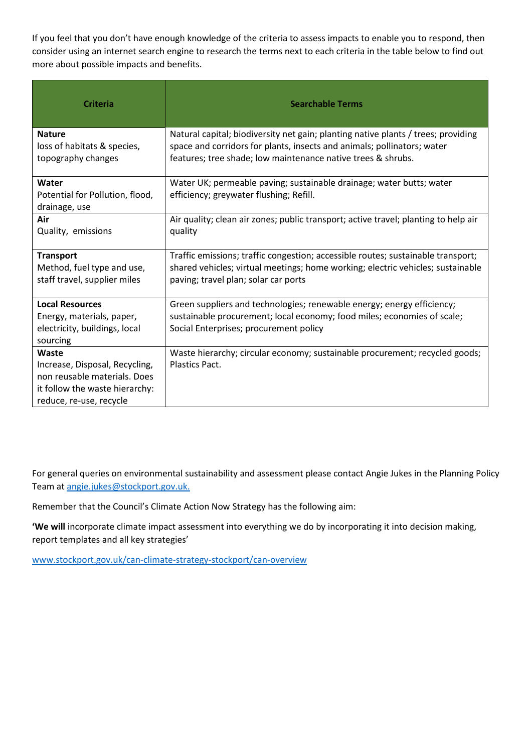If you feel that you don't have enough knowledge of the criteria to assess impacts to enable you to respond, then consider using an internet search engine to research the terms next to each criteria in the table below to find out more about possible impacts and benefits.

| Criteria | Searchable Terms |
|---|---|
| **Nature**<br>loss of habitats & species, topography changes | Natural capital; biodiversity net gain; planting native plants / trees; providing space and corridors for plants, insects and animals; pollinators; water features; tree shade; low maintenance native trees & shrubs. |
| **Water**<br>Potential for Pollution, flood, drainage, use | Water UK; permeable paving; sustainable drainage; water butts; water efficiency; greywater flushing; Refill. |
| **Air**<br>Quality, emissions | Air quality; clean air zones; public transport; active travel; planting to help air quality |
| **Transport**<br>Method, fuel type and use, staff travel, supplier miles | Traffic emissions; traffic congestion; accessible routes; sustainable transport; shared vehicles; virtual meetings; home working; electric vehicles; sustainable paving; travel plan; solar car ports |
| **Local Resources**<br>Energy, materials, paper, electricity, buildings, local sourcing | Green suppliers and technologies; renewable energy; energy efficiency; sustainable procurement; local economy; food miles; economies of scale; Social Enterprises; procurement policy |
| **Waste**<br>Increase, Disposal, Recycling, non reusable materials. Does it follow the waste hierarchy: reduce, re-use, recycle | Waste hierarchy; circular economy; sustainable procurement; recycled goods; Plastics Pact. |

For general queries on environmental sustainability and assessment please contact Angie Jukes in the Planning Policy Team at angie.jukes@stockport.gov.uk.

Remember that the Council's Climate Action Now Strategy has the following aim:

**'We will** incorporate climate impact assessment into everything we do by incorporating it into decision making, report templates and all key strategies'

www.stockport.gov.uk/can-climate-strategy-stockport/can-overview